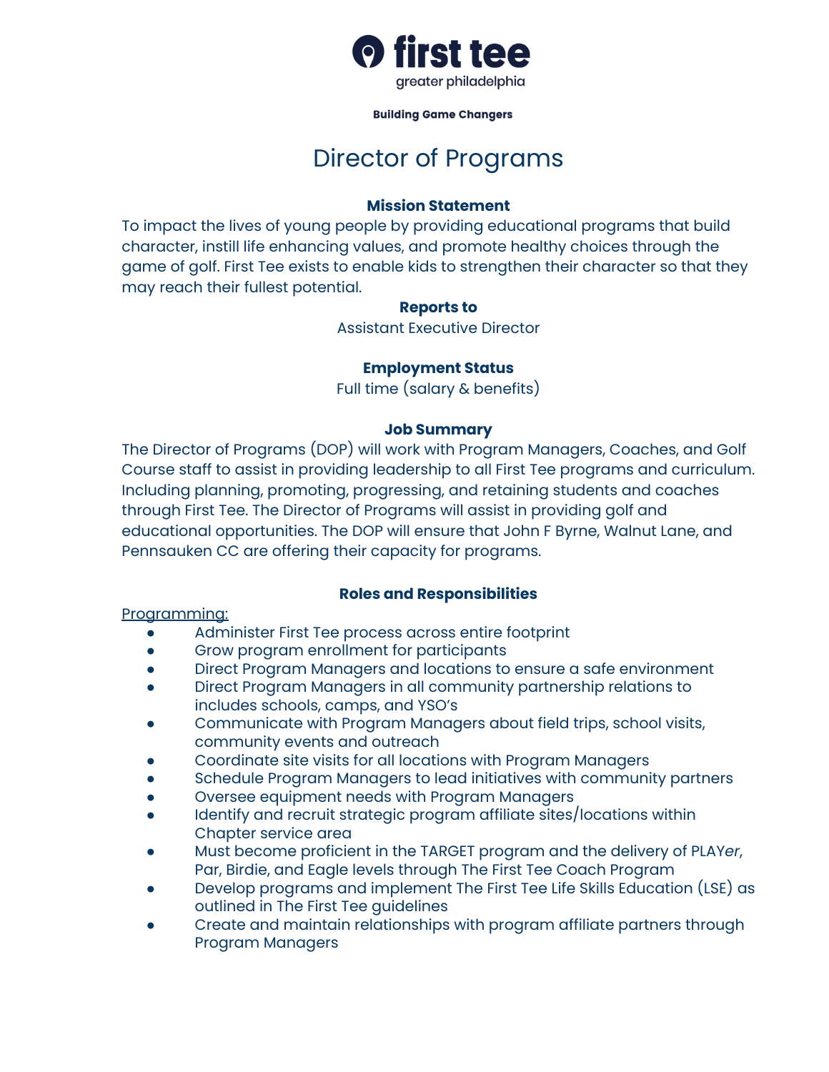first tee

greater philadelphia

**Building Game Changers**

# Director of Programs

**Mission Statement**

To impact the lives of young people by providing educational programs that build character, instill life enhancing values, and promote healthy choices through the game of golf. First Tee exists to enable kids to strengthen their character so that they may reach their fullest potential.

**Reports to**

Assistant Executive Director

**Employment Status**

Full time (salary & benefits)

**Job Summary**

The Director of Programs (DOP) will work with Program Managers, Coaches, and Golf Course staff to assist in providing leadership to all First Tee programs and curriculum. Including planning, promoting, progressing, and retaining students and coaches through First Tee. The Director of Programs will assist in providing golf and educational opportunities. The DOP will ensure that John F Byrne, Walnut Lane, and Pennsauken CC are offering their capacity for programs.

**Roles and Responsibilities**

Programming:

- Administer First Tee process across entire footprint
- Grow program enrollment for participants
- Direct Program Managers and locations to ensure a safe environment
- Direct Program Managers in all community partnership relations to includes schools, camps, and YSO's
- Communicate with Program Managers about field trips, school visits, community events and outreach
- Coordinate site visits for all locations with Program Managers
- Schedule Program Managers to lead initiatives with community partners
- Oversee equipment needs with Program Managers
- Identify and recruit strategic program affiliate sites/locations within Chapter service area
- Must become proficient in the TARGET program and the delivery of PLAY*er*, Par, Birdie, and Eagle levels through The First Tee Coach Program
- Develop programs and implement The First Tee Life Skills Education (LSE) as outlined in The First Tee guidelines
- Create and maintain relationships with program affiliate partners through Program Managers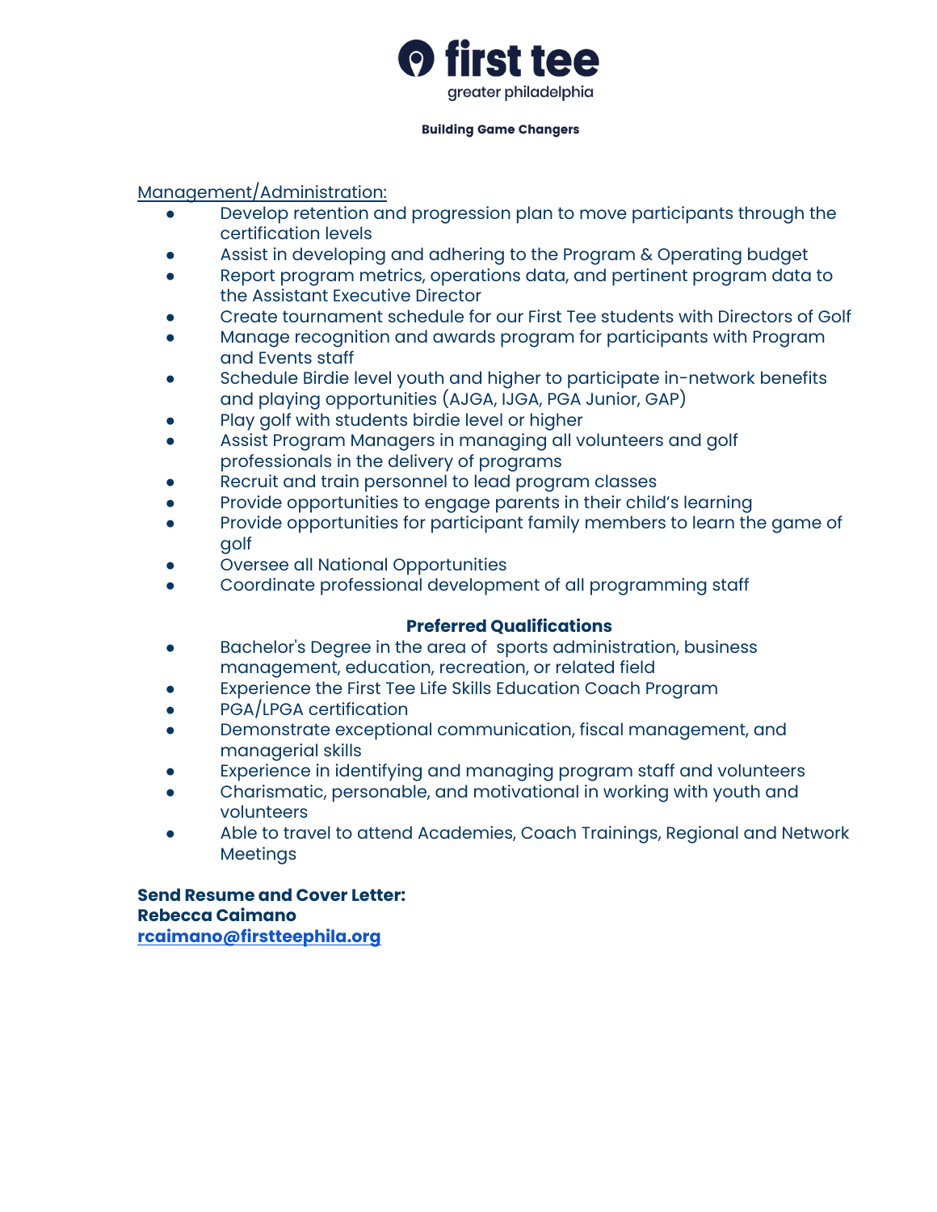Management/Administration:

- Develop retention and progression plan to move participants through the certification levels
- Assist in developing and adhering to the Program & Operating budget
- Report program metrics, operations data, and pertinent program data to the Assistant Executive Director
- Create tournament schedule for our First Tee students with Directors of Golf
- Manage recognition and awards program for participants with Program and Events staff
- Schedule Birdie level youth and higher to participate in-network benefits and playing opportunities (AJGA, IJGA, PGA Junior, GAP)
- Play golf with students birdie level or higher
- Assist Program Managers in managing all volunteers and golf professionals in the delivery of programs
- Recruit and train personnel to lead program classes
- Provide opportunities to engage parents in their child's learning
- Provide opportunities for participant family members to learn the game of golf
- Oversee all National Opportunities
- Coordinate professional development of all programming staff

**Preferred Qualifications**

- Bachelor's Degree in the area of sports administration, business management, education, recreation, or related field
- Experience the First Tee Life Skills Education Coach Program
- PGA/LPGA certification
- Demonstrate exceptional communication, fiscal management, and managerial skills
- Experience in identifying and managing program staff and volunteers
- Charismatic, personable, and motivational in working with youth and volunteers
- Able to travel to attend Academies, Coach Trainings, Regional and Network Meetings

**Send Resume and Cover Letter:**
**Rebecca Caimano**
**rcaimano@firstteephila.org**